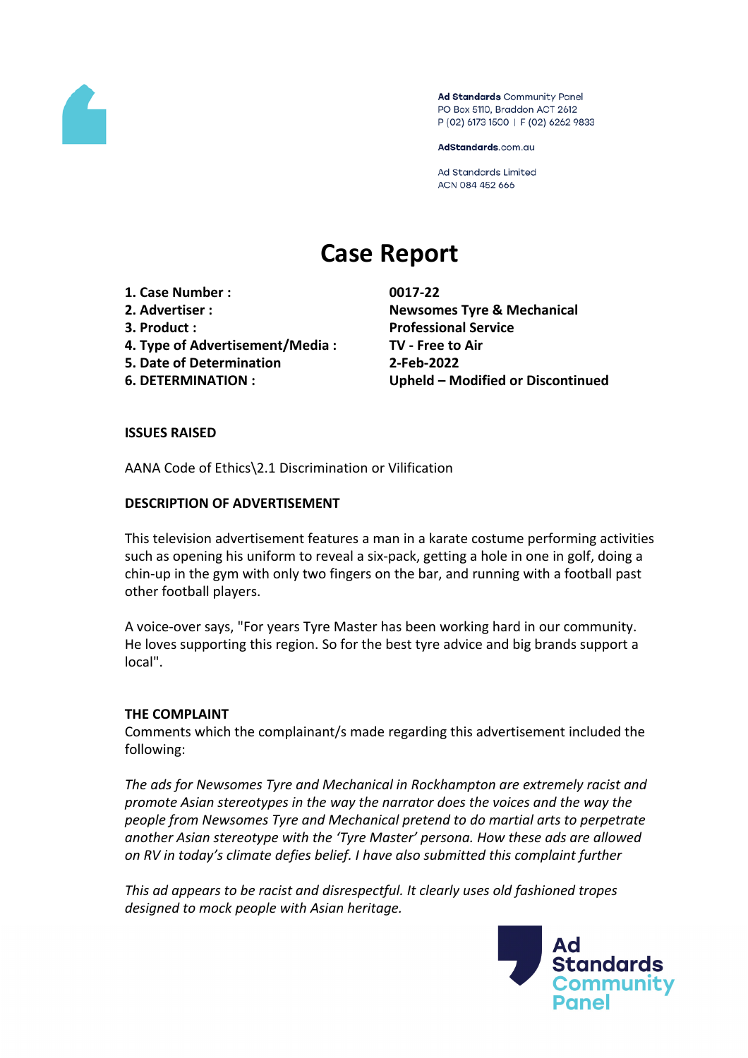Ad Standards Community Panel
PO Box 5110, Braddon ACT 2612
P (02) 6173 1500 | F (02) 6262 9833

AdStandards.com.au

Ad Standards Limited
ACN 084 452 666

# Case Report

| | |
|---|---|
| **1. Case Number :** | **0017-22** |
| **2. Advertiser :** | **Newsomes Tyre & Mechanical** |
| **3. Product :** | **Professional Service** |
| **4. Type of Advertisement/Media :** | **TV - Free to Air** |
| **5. Date of Determination** | **2-Feb-2022** |
| **6. DETERMINATION :** | **Upheld – Modified or Discontinued** |

**ISSUES RAISED**

AANA Code of Ethics\2.1 Discrimination or Vilification

**DESCRIPTION OF ADVERTISEMENT**

This television advertisement features a man in a karate costume performing activities such as opening his uniform to reveal a six-pack, getting a hole in one in golf, doing a chin-up in the gym with only two fingers on the bar, and running with a football past other football players.

A voice-over says, "For years Tyre Master has been working hard in our community. He loves supporting this region. So for the best tyre advice and big brands support a local".

**THE COMPLAINT**

Comments which the complainant/s made regarding this advertisement included the following:

*The ads for Newsomes Tyre and Mechanical in Rockhampton are extremely racist and promote Asian stereotypes in the way the narrator does the voices and the way the people from Newsomes Tyre and Mechanical pretend to do martial arts to perpetrate another Asian stereotype with the 'Tyre Master' persona. How these ads are allowed on RV in today's climate defies belief. I have also submitted this complaint further*

*This ad appears to be racist and disrespectful. It clearly uses old fashioned tropes designed to mock people with Asian heritage.*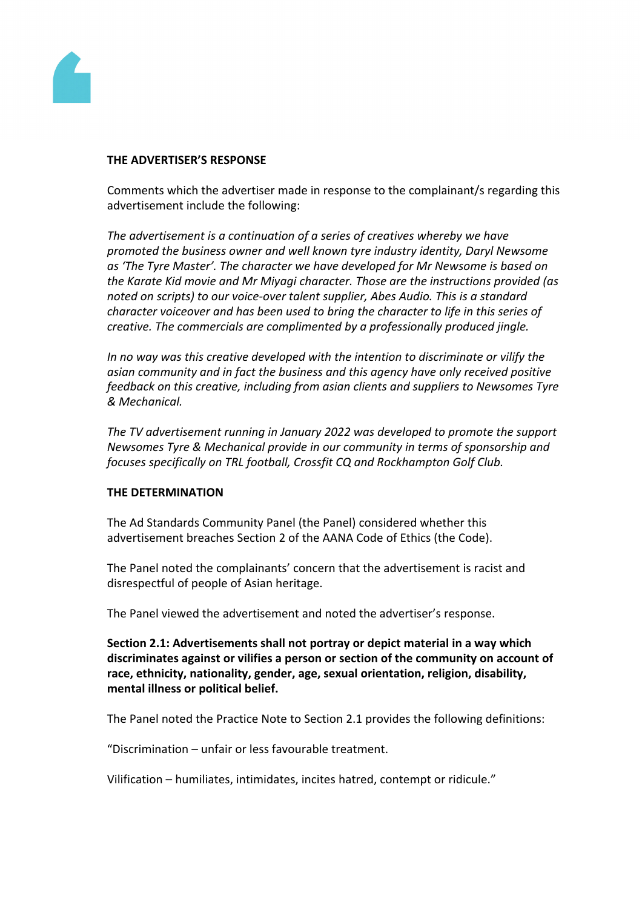**THE ADVERTISER'S RESPONSE**

Comments which the advertiser made in response to the complainant/s regarding this advertisement include the following:

*The advertisement is a continuation of a series of creatives whereby we have promoted the business owner and well known tyre industry identity, Daryl Newsome as 'The Tyre Master'. The character we have developed for Mr Newsome is based on the Karate Kid movie and Mr Miyagi character. Those are the instructions provided (as noted on scripts) to our voice-over talent supplier, Abes Audio. This is a standard character voiceover and has been used to bring the character to life in this series of creative. The commercials are complimented by a professionally produced jingle.*

*In no way was this creative developed with the intention to discriminate or vilify the asian community and in fact the business and this agency have only received positive feedback on this creative, including from asian clients and suppliers to Newsomes Tyre & Mechanical.*

*The TV advertisement running in January 2022 was developed to promote the support Newsomes Tyre & Mechanical provide in our community in terms of sponsorship and focuses specifically on TRL football, Crossfit CQ and Rockhampton Golf Club.*

**THE DETERMINATION**

The Ad Standards Community Panel (the Panel) considered whether this advertisement breaches Section 2 of the AANA Code of Ethics (the Code).

The Panel noted the complainants' concern that the advertisement is racist and disrespectful of people of Asian heritage.

The Panel viewed the advertisement and noted the advertiser's response.

**Section 2.1: Advertisements shall not portray or depict material in a way which discriminates against or vilifies a person or section of the community on account of race, ethnicity, nationality, gender, age, sexual orientation, religion, disability, mental illness or political belief.**

The Panel noted the Practice Note to Section 2.1 provides the following definitions:

"Discrimination – unfair or less favourable treatment.

Vilification – humiliates, intimidates, incites hatred, contempt or ridicule."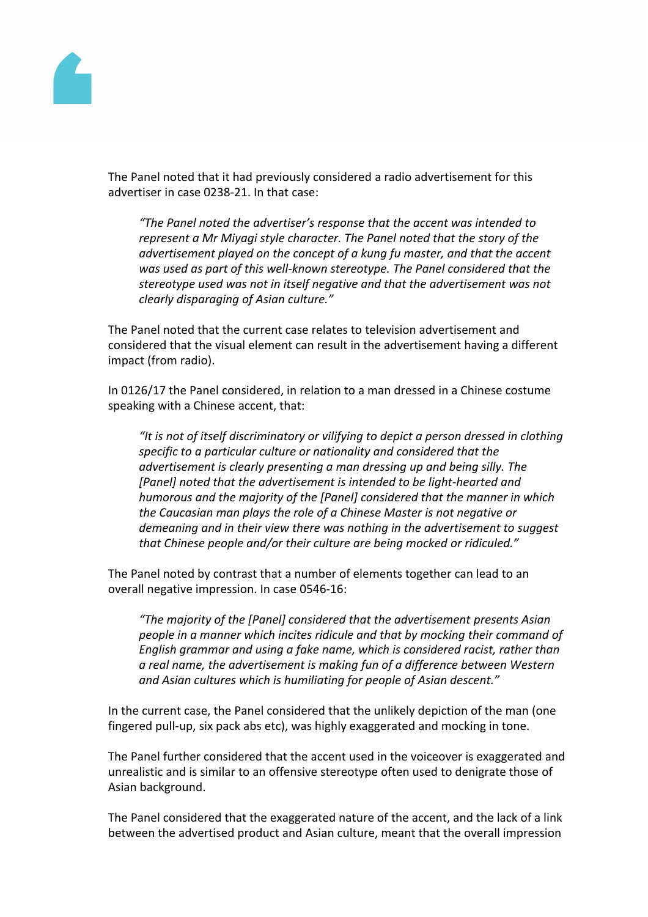The Panel noted that it had previously considered a radio advertisement for this advertiser in case 0238-21. In that case:

> *"The Panel noted the advertiser's response that the accent was intended to represent a Mr Miyagi style character. The Panel noted that the story of the advertisement played on the concept of a kung fu master, and that the accent was used as part of this well-known stereotype. The Panel considered that the stereotype used was not in itself negative and that the advertisement was not clearly disparaging of Asian culture."*

The Panel noted that the current case relates to television advertisement and considered that the visual element can result in the advertisement having a different impact (from radio).

In 0126/17 the Panel considered, in relation to a man dressed in a Chinese costume speaking with a Chinese accent, that:

> *"It is not of itself discriminatory or vilifying to depict a person dressed in clothing specific to a particular culture or nationality and considered that the advertisement is clearly presenting a man dressing up and being silly. The [Panel] noted that the advertisement is intended to be light-hearted and humorous and the majority of the [Panel] considered that the manner in which the Caucasian man plays the role of a Chinese Master is not negative or demeaning and in their view there was nothing in the advertisement to suggest that Chinese people and/or their culture are being mocked or ridiculed."*

The Panel noted by contrast that a number of elements together can lead to an overall negative impression. In case 0546-16:

> *"The majority of the [Panel] considered that the advertisement presents Asian people in a manner which incites ridicule and that by mocking their command of English grammar and using a fake name, which is considered racist, rather than a real name, the advertisement is making fun of a difference between Western and Asian cultures which is humiliating for people of Asian descent."*

In the current case, the Panel considered that the unlikely depiction of the man (one fingered pull-up, six pack abs etc), was highly exaggerated and mocking in tone.

The Panel further considered that the accent used in the voiceover is exaggerated and unrealistic and is similar to an offensive stereotype often used to denigrate those of Asian background.

The Panel considered that the exaggerated nature of the accent, and the lack of a link between the advertised product and Asian culture, meant that the overall impression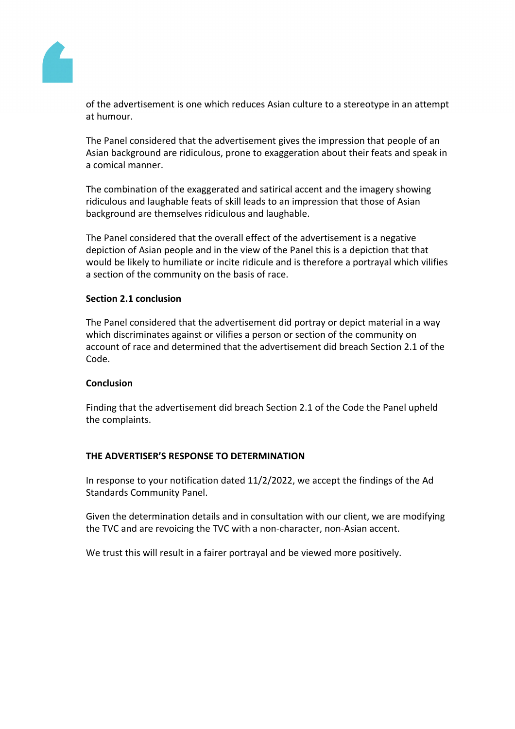of the advertisement is one which reduces Asian culture to a stereotype in an attempt at humour.

The Panel considered that the advertisement gives the impression that people of an Asian background are ridiculous, prone to exaggeration about their feats and speak in a comical manner.

The combination of the exaggerated and satirical accent and the imagery showing ridiculous and laughable feats of skill leads to an impression that those of Asian background are themselves ridiculous and laughable.

The Panel considered that the overall effect of the advertisement is a negative depiction of Asian people and in the view of the Panel this is a depiction that that would be likely to humiliate or incite ridicule and is therefore a portrayal which vilifies a section of the community on the basis of race.

**Section 2.1 conclusion**

The Panel considered that the advertisement did portray or depict material in a way which discriminates against or vilifies a person or section of the community on account of race and determined that the advertisement did breach Section 2.1 of the Code.

**Conclusion**

Finding that the advertisement did breach Section 2.1 of the Code the Panel upheld the complaints.

**THE ADVERTISER'S RESPONSE TO DETERMINATION**

In response to your notification dated 11/2/2022, we accept the findings of the Ad Standards Community Panel.

Given the determination details and in consultation with our client, we are modifying the TVC and are revoicing the TVC with a non-character, non-Asian accent.

We trust this will result in a fairer portrayal and be viewed more positively.